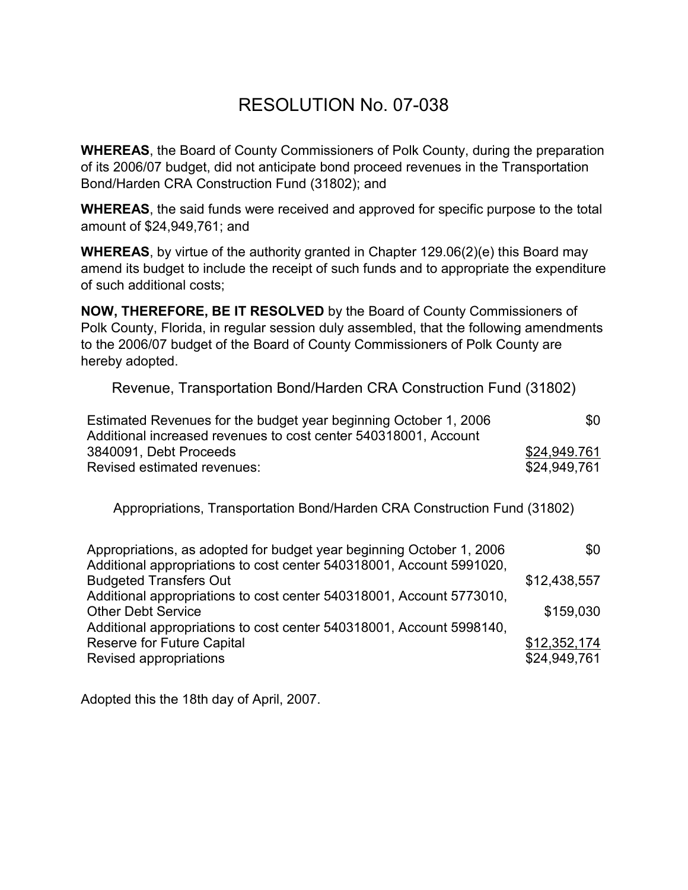# RESOLUTION No. 07-038

**WHEREAS**, the Board of County Commissioners of Polk County, during the preparation of its 2006/07 budget, did not anticipate bond proceed revenues in the Transportation Bond/Harden CRA Construction Fund (31802); and

**WHEREAS**, the said funds were received and approved for specific purpose to the total amount of $24,949,761; and

**WHEREAS**, by virtue of the authority granted in Chapter 129.06(2)(e) this Board may amend its budget to include the receipt of such funds and to appropriate the expenditure of such additional costs;

**NOW, THEREFORE, BE IT RESOLVED** by the Board of County Commissioners of Polk County, Florida, in regular session duly assembled, that the following amendments to the 2006/07 budget of the Board of County Commissioners of Polk County are hereby adopted.

Revenue, Transportation Bond/Harden CRA Construction Fund (31802)

| | |
|---|---|
| Estimated Revenues for the budget year beginning October 1, 2006 | $0 |
| Additional increased revenues to cost center 540318001, Account 3840091, Debt Proceeds | $24,949.761 |
| Revised estimated revenues: | $24,949,761 |

Appropriations, Transportation Bond/Harden CRA Construction Fund (31802)

| | |
|---|---|
| Appropriations, as adopted for budget year beginning October 1, 2006 | $0 |
| Additional appropriations to cost center 540318001, Account 5991020, Budgeted Transfers Out | $12,438,557 |
| Additional appropriations to cost center 540318001, Account 5773010, Other Debt Service | $159,030 |
| Additional appropriations to cost center 540318001, Account 5998140, Reserve for Future Capital | $12,352,174 |
| Revised appropriations | $24,949,761 |

Adopted this the 18th day of April, 2007.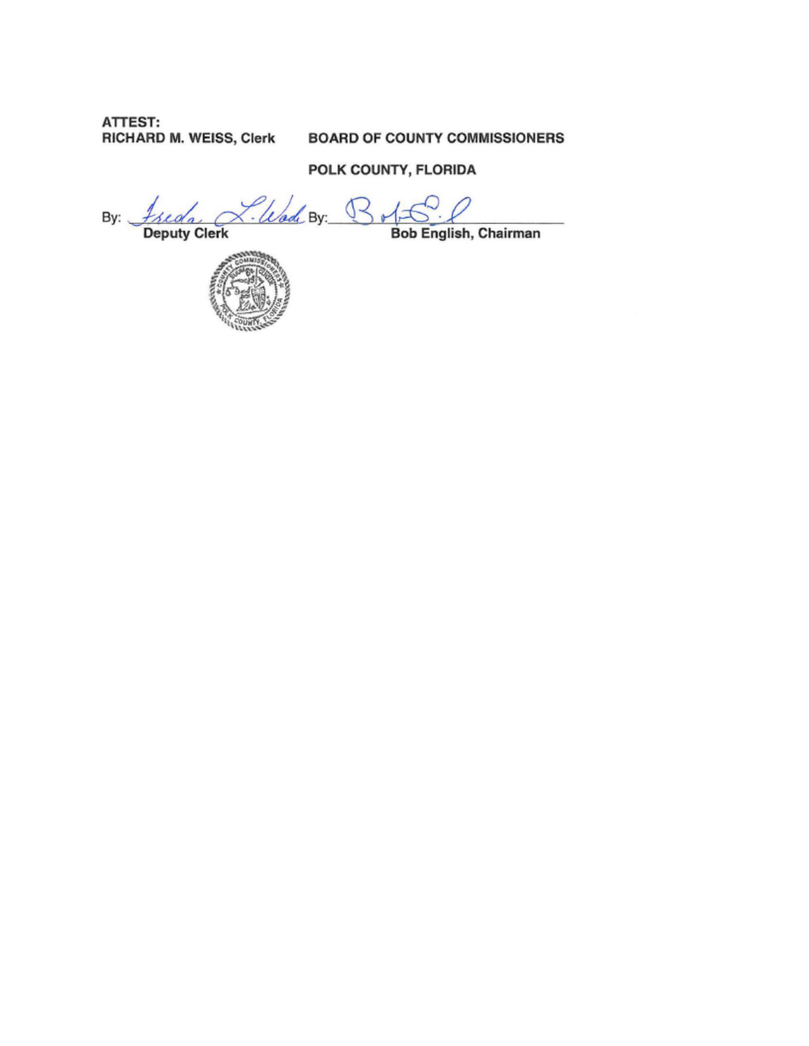**ATTEST:**
**RICHARD M. WEISS, Clerk**

**BOARD OF COUNTY COMMISSIONERS**

**POLK COUNTY, FLORIDA**

By: _______________________
**Deputy Clerk**

By: _______________________
**Bob English, Chairman**